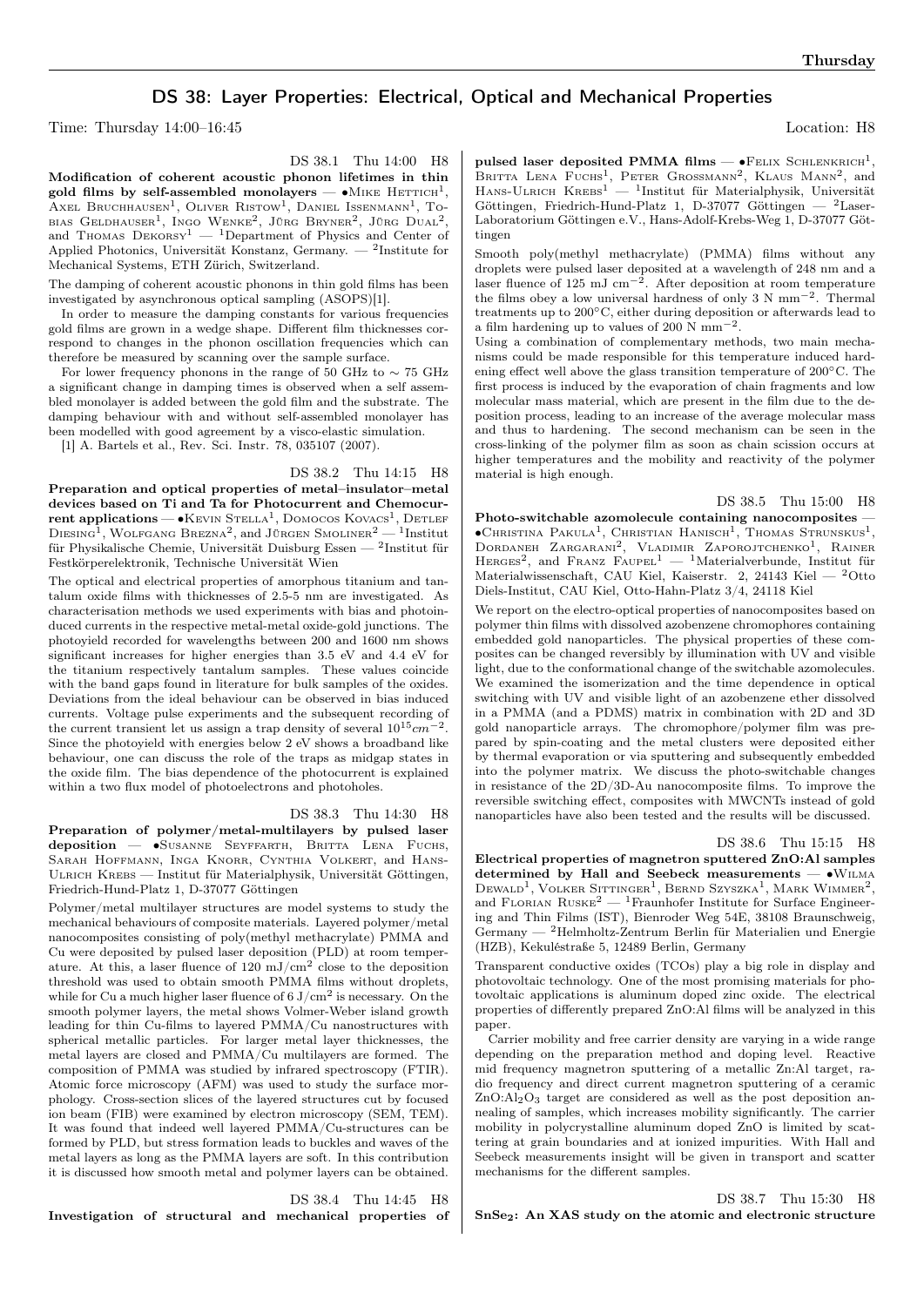# DS 38: Layer Properties: Electrical, Optical and Mechanical Properties

Time: Thursday 14:00–16:45 Location: H8

DS 38.1 Thu 14:00 H8

**Modification of coherent acoustic phonon lifetimes in thin gold films by self-assembled monolayers** — •Mike Hettich[1], Axel Bruchhausen[1], Oliver Ristow[1], Daniel Issenmann[1], Tobias Geldhauser[1], Ingo Wenke[2], Jürg Bryner[2], Jürg Dual[2], and Thomas Dekorsy[1] — [1]Department of Physics and Center of Applied Photonics, Universität Konstanz, Germany. — [2]Institute for Mechanical Systems, ETH Zürich, Switzerland.

The damping of coherent acoustic phonons in thin gold films has been investigated by asynchronous optical sampling (ASOPS)[1].

In order to measure the damping constants for various frequencies gold films are grown in a wedge shape. Different film thicknesses correspond to changes in the phonon oscillation frequencies which can therefore be measured by scanning over the sample surface.

For lower frequency phonons in the range of 50 GHz to ∼ 75 GHz a significant change in damping times is observed when a self assembled monolayer is added between the gold film and the substrate. The damping behaviour with and without self-assembled monolayer has been modelled with good agreement by a visco-elastic simulation.

[1] A. Bartels et al., Rev. Sci. Instr. 78, 035107 (2007).

DS 38.2 Thu 14:15 H8

**Preparation and optical properties of metal–insulator–metal devices based on Ti and Ta for Photocurrent and Chemocurrent applications** — •Kevin Stella[1], Domocos Kovacs[1], Detlef Diesing[1], Wolfgang Brezna[2], and Jürgen Smoliner[2] — [1]Institut für Physikalische Chemie, Universität Duisburg Essen — [2]Institut für Festkörperelektronik, Technische Universität Wien

The optical and electrical properties of amorphous titanium and tantalum oxide films with thicknesses of 2.5-5 nm are investigated. As characterisation methods we used experiments with bias and photoinduced currents in the respective metal-metal oxide-gold junctions. The photoyield recorded for wavelengths between 200 and 1600 nm shows significant increases for higher energies than 3.5 eV and 4.4 eV for the titanium respectively tantalum samples. These values coincide with the band gaps found in literature for bulk samples of the oxides. Deviations from the ideal behaviour can be observed in bias induced currents. Voltage pulse experiments and the subsequent recording of the current transient let us assign a trap density of several $10^{15} cm^{-2}$. Since the photoyield with energies below 2 eV shows a broadband like behaviour, one can discuss the role of the traps as midgap states in the oxide film. The bias dependence of the photocurrent is explained within a two flux model of photoelectrons and photoholes.

DS 38.3 Thu 14:30 H8

**Preparation of polymer/metal-multilayers by pulsed laser deposition** — •Susanne Seyffarth, Britta Lena Fuchs, Sarah Hoffmann, Inga Knorr, Cynthia Volkert, and Hans-Ulrich Krebs — Institut für Materialphysik, Universität Göttingen, Friedrich-Hund-Platz 1, D-37077 Göttingen

Polymer/metal multilayer structures are model systems to study the mechanical behaviours of composite materials. Layered polymer/metal nanocomposites consisting of poly(methyl methacrylate) PMMA and Cu were deposited by pulsed laser deposition (PLD) at room temperature. At this, a laser fluence of 120 mJ/cm$^2$ close to the deposition threshold was used to obtain smooth PMMA films without droplets, while for Cu a much higher laser fluence of 6 J/cm$^2$ is necessary. On the smooth polymer layers, the metal shows Volmer-Weber island growth leading for thin Cu-films to layered PMMA/Cu nanostructures with spherical metallic particles. For larger metal layer thicknesses, the metal layers are closed and PMMA/Cu multilayers are formed. The composition of PMMA was studied by infrared spectroscopy (FTIR). Atomic force microscopy (AFM) was used to study the surface morphology. Cross-section slices of the layered structures cut by focused ion beam (FIB) were examined by electron microscopy (SEM, TEM). It was found that indeed well layered PMMA/Cu-structures can be formed by PLD, but stress formation leads to buckles and waves of the metal layers as long as the PMMA layers are soft. In this contribution it is discussed how smooth metal and polymer layers can be obtained.

DS 38.4 Thu 14:45 H8

**Investigation of structural and mechanical properties of pulsed laser deposited PMMA films** — •Felix Schlenkrich[1], Britta Lena Fuchs[1], Peter Grossmann[2], Klaus Mann[2], and Hans-Ulrich Krebs[1] — [1]Institut für Materialphysik, Universität Göttingen, Friedrich-Hund-Platz 1, D-37077 Göttingen — [2]Laser-Laboratorium Göttingen e.V., Hans-Adolf-Krebs-Weg 1, D-37077 Göttingen

Smooth poly(methyl methacrylate) (PMMA) films without any droplets were pulsed laser deposited at a wavelength of 248 nm and a laser fluence of 125 mJ cm$^{-2}$. After deposition at room temperature the films obey a low universal hardness of only 3 N mm$^{-2}$. Thermal treatments up to 200°C, either during deposition or afterwards lead to a film hardening up to values of 200 N mm$^{-2}$.

Using a combination of complementary methods, two main mechanisms could be made responsible for this temperature induced hardening effect well above the glass transition temperature of 200°C. The first process is induced by the evaporation of chain fragments and low molecular mass material, which are present in the film due to the deposition process, leading to an increase of the average molecular mass and thus to hardening. The second mechanism can be seen in the cross-linking of the polymer film as soon as chain scission occurs at higher temperatures and the mobility and reactivity of the polymer material is high enough.

DS 38.5 Thu 15:00 H8

**Photo-switchable azomolecule containing nanocomposites** — •Christina Pakula[1], Christian Hanisch[1], Thomas Strunskus[1], Dordaneh Zargarani[2], Vladimir Zaporojtchenko[1], Rainer Herges[2], and Franz Faupel[1] — [1]Materialverbunde, Institut für Materialwissenschaft, CAU Kiel, Kaiserstr. 2, 24143 Kiel — [2]Otto Diels-Institut, CAU Kiel, Otto-Hahn-Platz 3/4, 24118 Kiel

We report on the electro-optical properties of nanocomposites based on polymer thin films with dissolved azobenzene chromophores containing embedded gold nanoparticles. The physical properties of these composites can be changed reversibly by illumination with UV and visible light, due to the conformational change of the switchable azomolecules. We examined the isomerization and the time dependence in optical switching with UV and visible light of an azobenzene ether dissolved in a PMMA (and a PDMS) matrix in combination with 2D and 3D gold nanoparticle arrays. The chromophore/polymer film was prepared by spin-coating and the metal clusters were deposited either by thermal evaporation or via sputtering and subsequently embedded into the polymer matrix. We discuss the photo-switchable changes in resistance of the 2D/3D-Au nanocomposite films. To improve the reversible switching effect, composites with MWCNTs instead of gold nanoparticles have also been tested and the results will be discussed.

DS 38.6 Thu 15:15 H8

**Electrical properties of magnetron sputtered ZnO:Al samples determined by Hall and Seebeck measurements** — •Wilma Dewald[1], Volker Sittinger[1], Bernd Szyszka[1], Mark Wimmer[2], and Florian Ruske[2] — [1]Fraunhofer Institute for Surface Engineering and Thin Films (IST), Bienroder Weg 54E, 38108 Braunschweig, Germany — [2]Helmholtz-Zentrum Berlin für Materialien und Energie (HZB), Kekuléstraße 5, 12489 Berlin, Germany

Transparent conductive oxides (TCOs) play a big role in display and photovoltaic technology. One of the most promising materials for photovoltaic applications is aluminum doped zinc oxide. The electrical properties of differently prepared ZnO:Al films will be analyzed in this paper.

Carrier mobility and free carrier density are varying in a wide range depending on the preparation method and doping level. Reactive mid frequency magnetron sputtering of a metallic Zn:Al target, radio frequency and direct current magnetron sputtering of a ceramic ZnO:$Al_2O_3$ target are considered as well as the post deposition annealing of samples, which increases mobility significantly. The carrier mobility in polycrystalline aluminum doped ZnO is limited by scattering at grain boundaries and at ionized impurities. With Hall and Seebeck measurements insight will be given in transport and scatter mechanisms for the different samples.

DS 38.7 Thu 15:30 H8

**$SnSe_2$: An XAS study on the atomic and electronic structure**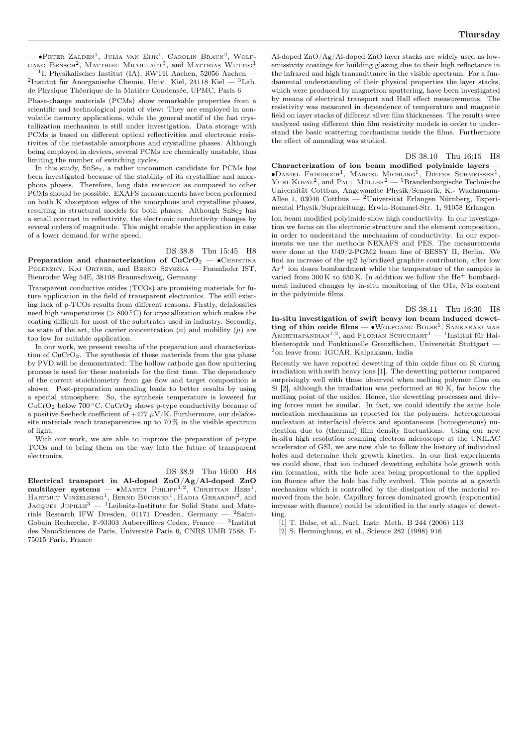— •Peter Zalden[1], Julia van Eijk[1], Carolin Braun[2], Wolfgang Bensch[2], Matthieu Micoulaut[3], and Matthias Wuttig[1] — [1]I. Physikalisches Institut (IA), RWTH Aachen, 52056 Aachen — [2]Institut für Anorganische Chemie, Univ. Kiel, 24118 Kiel — [3]Lab. de Physique Théorique de la Matière Condensée, UPMC, Paris 6

Phase-change materials (PCMs) show remarkable properties from a scientific and technological point of view: They are employed in non-volatile memory applications, while the general motif of the fast crystallization mechanism is still under investigation. Data storage with PCMs is based on different optical reflectivities and electronic resistivities of the metastable amorphous and crystalline phases. Although being employed in devices, several PCMs are chemically unstable, thus limiting the number of switching cycles.

In this study, $SnSe_2$, a rather uncommon candidate for PCMs has been investigated because of the stability of its crystalline and amorphous phases. Therefore, long data retention as compared to other PCMs should be possible. EXAFS measurements have been performed on both K absorption edges of the amorphous and crystalline phases, resulting in structural models for both phases. Although $SnSe_2$ has a small contrast in reflectivity, the electronic conductivity changes by several orders of magnitude. This might enable the application in case of a lower demand for write speed.

DS 38.8 Thu 15:45 H8

**Preparation and characterization of $CuCrO_2$** — •Christina Polenzky, Kai Ortner, and Bernd Szyszka — Fraunhofer IST, Bienroder Weg 54E, 38108 Braunschweig, Germany

Transparent conductive oxides (TCOs) are promising materials for future application in the field of transparent electronics. The still existing lack of p-TCOs results from different reasons. Firstly, delafossites need high temperatures ($> 800\,°C$) for crystallization which makes the coating difficult for most of the substrates used in industry. Secondly, as state of the art, the carrier concentration (n) and mobility ($\mu$) are too low for suitable application.

In our work, we present results of the preparation and characterization of $CuCrO_2$. The synthesis of these materials from the gas phase by PVD will be demonstrated: The hollow cathode gas flow sputtering process is used for these materials for the first time. The dependency of the correct stoichiometry from gas flow and target composition is shown. Post-preparation annealing leads to better results by using a special atmosphere. So, the synthesis temperature is lowered for $CuCrO_2$ below $700\,°C$. $CuCrO_2$ shows p-type conductivity because of a positive Seebeck coefficient of $+477\,\mu V/K$. Furthermore, our delafossite materials reach transparencies up to 70 % in the visible spectrum of light.

With our work, we are able to improve the preparation of p-type TCOs and to bring them on the way into the future of transparent electronics.

DS 38.9 Thu 16:00 H8

**Electrical transport in Al-doped ZnO/Ag/Al-doped ZnO multilayer systems** — •Martin Philipp[1,2], Christian Hess[1], Hartmut Vinzelberg[1], Bernd Büchner[1], Hadia Gerardin[2], and Jacques Jupille[3] — [1]Leibnitz-Institute for Solid State and Materials Research IFW Dresden, 01171 Dresden, Germany — [2]Saint-Gobain Recherche, F-93303 Aubervilliers Cedex, France — [3]Institut des NanoSciences de Paris, Université Paris 6, CNRS UMR 7588, F-75015 Paris, France

Al-doped ZnO/Ag/Al-doped ZnO layer stacks are widely used as low-emissivity coatings for building glazing due to their high reflectance in the infrared and high transmittance in the visible spectrum. For a fundamental understanding of their physical properties the layer stacks, which were produced by magnetron sputtering, have been investigated by means of electrical transport and Hall effect measurements. The resistivity was measured in dependence of temperature and magnetic field on layer stacks of different silver film thicknesses. The results were analyzed using different thin film resistivity models in order to understand the basic scattering mechanisms inside the films. Furthermore the effect of annealing was studied.

DS 38.10 Thu 16:15 H8

**Characterization of ion beam modified polyimide layers** — •Daniel Friedrich[1], Marcel Michling[1], Dieter Schmeisser[1], Yuri Koval[2], and Paul Müller[2] — [1]Brandenburgische Technische Universität Cottbus, Angewandte Physik/Sensorik, K.- Wachsmann-Allee 1, 03046 Cottbus — [2]Universität Erlangen Nürnberg, Experimental Physik/Supraleitung, Erwin-Rommel-Str. 1, 91058 Erlangen

Ion beam modified polyimide show high conductivity. In our investigation we focus on the electronic structure and the element composition, in order to understand the mechanism of conductivity. In our experiments we use the methods NEXAFS and PES. The measurements were done at the U49/2-PGM2 beam line of BESSY II, Berlin. We find an increase of the sp2 hybridized graphite contribution, after low $Ar^+$ ion doses bombardment while the temperature of the samples is varied from 300 K to 650 K. In addition we follow the $He^+$ bombardment induced changes by in-situ monitoring of the O1s, N1s content in the polyimide films.

DS 38.11 Thu 16:30 H8

**In-situ investigation of swift heavy ion beam induced dewetting of thin oxide films** — •Wolfgang Bolse[1], Sankarakumar Amirthapandian[1,2], and Florian Schuchart[1] — [1]Institut für Halbleiteroptik und Funktionelle Grenzflächen, Universität Stuttgart — [2]on leave from: IGCAR, Kalpakkam, India

Recently we have reported dewetting of thin oxide films on Si during irradiation with swift heavy ions [1]. The dewetting patterns compared surprisingly well with those observed when melting polymer films on Si [2], although the irradiation was performed at 80 K, far below the melting point of the oxides. Hence, the dewetting processes and driving forces must be similar. In fact, we could identify the same hole nucleation mechanisms as reported for the polymers: heterogeneous nucleation at interfacial defects and spontaneous (homogeneous) nucleation due to (thermal) film density fluctuations. Using our new in-situ high resolution scanning electron microscope at the UNILAC accelerator of GSI, we are now able to follow the history of individual holes and determine their growth kinetics. In our first experiments we could show, that ion induced dewetting exhibits hole growth with rim formation, with the hole area being proportional to the applied ion fluence after the hole has fully evolved. This points at a growth mechanism which is controlled by the dissipation of the material removed from the hole. Capillary forces dominated growth (exponential increase with fluence) could be identified in the early stages of dewetting.

[1] T. Bolse, et al., Nucl. Instr. Meth. B 244 (2006) 113

[2] S. Herminghaus, et al., Science 282 (1998) 916